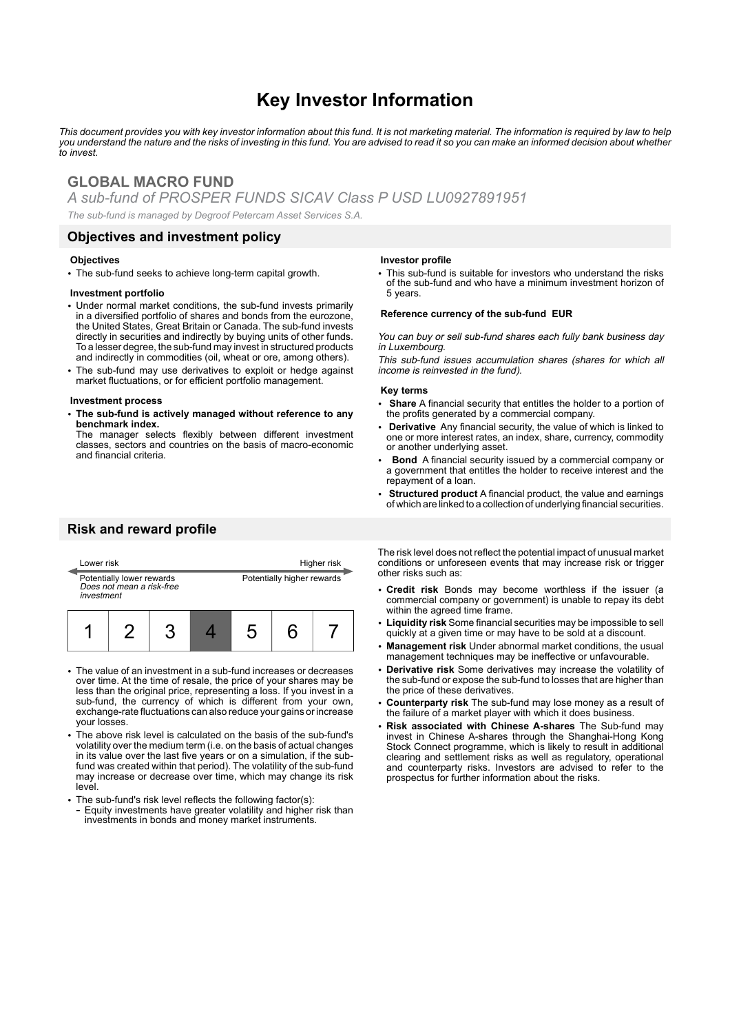# Key Investor Information

*This document provides you with key investor information about this fund. It is not marketing material. The information is required by law to help you understand the nature and the risks of investing in this fund. You are advised to read it so you can make an informed decision about whether to invest.*

## GLOBAL MACRO FUND

*A sub-fund of PROSPER FUNDS SICAV Class P USD LU0927891951*

*The sub-fund is managed by Degroof Petercam Asset Services S.A.*

## Objectives and investment policy

**Objectives**

- The sub-fund seeks to achieve long-term capital growth.

**Investment portfolio**

- Under normal market conditions, the sub-fund invests primarily in a diversified portfolio of shares and bonds from the eurozone, the United States, Great Britain or Canada. The sub-fund invests directly in securities and indirectly by buying units of other funds. To a lesser degree, the sub-fund may invest in structured products and indirectly in commodities (oil, wheat or ore, among others).
- The sub-fund may use derivatives to exploit or hedge against market fluctuations, or for efficient portfolio management.

**Investment process**

- **The sub-fund is actively managed without reference to any benchmark index.**
  The manager selects flexibly between different investment classes, sectors and countries on the basis of macro-economic and financial criteria.

**Investor profile**

- This sub-fund is suitable for investors who understand the risks of the sub-fund and who have a minimum investment horizon of 5 years.

**Reference currency of the sub-fund EUR**

*You can buy or sell sub-fund shares each fully bank business day in Luxembourg.*

*This sub-fund issues accumulation shares (shares for which all income is reinvested in the fund).*

**Key terms**

- **Share** A financial security that entitles the holder to a portion of the profits generated by a commercial company.
- **Derivative** Any financial security, the value of which is linked to one or more interest rates, an index, share, currency, commodity or another underlying asset.
- **Bond** A financial security issued by a commercial company or a government that entitles the holder to receive interest and the repayment of a loan.
- **Structured product** A financial product, the value and earnings of which are linked to a collection of underlying financial securities.

## Risk and reward profile

| Lower risk | | | | | | Higher risk |
|---|---|---|---|---|---|---|
| Potentially lower rewards *Does not mean a risk-free investment* | | | | | | Potentially higher rewards |
| 1 | 2 | 3 | **4** | 5 | 6 | 7 |

- The value of an investment in a sub-fund increases or decreases over time. At the time of resale, the price of your shares may be less than the original price, representing a loss. If you invest in a sub-fund, the currency of which is different from your own, exchange-rate fluctuations can also reduce your gains or increase your losses.
- The above risk level is calculated on the basis of the sub-fund's volatility over the medium term (i.e. on the basis of actual changes in its value over the last five years or on a simulation, if the sub-fund was created within that period). The volatility of the sub-fund may increase or decrease over time, which may change its risk level.
- The sub-fund's risk level reflects the following factor(s):
  - Equity investments have greater volatility and higher risk than investments in bonds and money market instruments.

The risk level does not reflect the potential impact of unusual market conditions or unforeseen events that may increase risk or trigger other risks such as:

- **Credit risk** Bonds may become worthless if the issuer (a commercial company or government) is unable to repay its debt within the agreed time frame.
- **Liquidity risk** Some financial securities may be impossible to sell quickly at a given time or may have to be sold at a discount.
- **Management risk** Under abnormal market conditions, the usual management techniques may be ineffective or unfavourable.
- **Derivative risk** Some derivatives may increase the volatility of the sub-fund or expose the sub-fund to losses that are higher than the price of these derivatives.
- **Counterparty risk** The sub-fund may lose money as a result of the failure of a market player with which it does business.
- **Risk associated with Chinese A-shares** The Sub-fund may invest in Chinese A-shares through the Shanghai-Hong Kong Stock Connect programme, which is likely to result in additional clearing and settlement risks as well as regulatory, operational and counterparty risks. Investors are advised to refer to the prospectus for further information about the risks.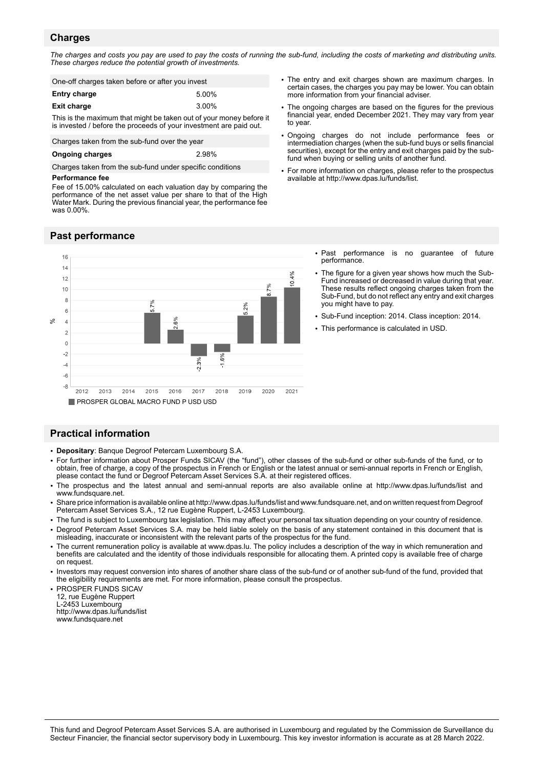## Charges

*The charges and costs you pay are used to pay the costs of running the sub-fund, including the costs of marketing and distributing units. These charges reduce the potential growth of investments.*

| One-off charges taken before or after you invest | |
|---|---|
| **Entry charge** | 5.00% |
| **Exit charge** | 3.00% |

This is the maximum that might be taken out of your money before it is invested / before the proceeds of your investment are paid out.

| Charges taken from the sub-fund over the year | |
|---|---|
| **Ongoing charges** | 2.98% |

Charges taken from the sub-fund under specific conditions

**Performance fee**

Fee of 15.00% calculated on each valuation day by comparing the performance of the net asset value per share to that of the High Water Mark. During the previous financial year, the performance fee was 0.00%.

- The entry and exit charges shown are maximum charges. In certain cases, the charges you pay may be lower. You can obtain more information from your financial adviser.
- The ongoing charges are based on the figures for the previous financial year, ended December 2021. They may vary from year to year.
- Ongoing charges do not include performance fees or intermediation charges (when the sub-fund buys or sells financial securities), except for the entry and exit charges paid by the sub-fund when buying or selling units of another fund.
- For more information on charges, please refer to the prospectus available at http://www.dpas.lu/funds/list.

## Past performance

%

16
14
12
10
8
6
4
2
0
-2
-4
-6
-8

5.7% 2.6% -2.3% -1.6% 5.2% 8.7% 10.4%

2012 2013 2014 2015 2016 2017 2018 2019 2020 2021

PROSPER GLOBAL MACRO FUND P USD USD

- Past performance is no guarantee of future performance.
- The figure for a given year shows how much the Sub-Fund increased or decreased in value during that year. These results reflect ongoing charges taken from the Sub-Fund, but do not reflect any entry and exit charges you might have to pay.
- Sub-Fund inception: 2014. Class inception: 2014.
- This performance is calculated in USD.

## Practical information

- **Depositary**: Banque Degroof Petercam Luxembourg S.A.
- For further information about Prosper Funds SICAV (the "fund"), other classes of the sub-fund or other sub-funds of the fund, or to obtain, free of charge, a copy of the prospectus in French or English or the latest annual or semi-annual reports in French or English, please contact the fund or Degroof Petercam Asset Services S.A. at their registered offices.
- The prospectus and the latest annual and semi-annual reports are also available online at http://www.dpas.lu/funds/list and www.fundsquare.net.
- Share price information is available online at http://www.dpas.lu/funds/list and www.fundsquare.net, and on written request from Degroof Petercam Asset Services S.A., 12 rue Eugène Ruppert, L-2453 Luxembourg.
- The fund is subject to Luxembourg tax legislation. This may affect your personal tax situation depending on your country of residence.
- Degroof Petercam Asset Services S.A. may be held liable solely on the basis of any statement contained in this document that is misleading, inaccurate or inconsistent with the relevant parts of the prospectus for the fund.
- The current remuneration policy is available at www.dpas.lu. The policy includes a description of the way in which remuneration and benefits are calculated and the identity of those individuals responsible for allocating them. A printed copy is available free of charge on request.
- Investors may request conversion into shares of another share class of the sub-fund or of another sub-fund of the fund, provided that the eligibility requirements are met. For more information, please consult the prospectus.
- PROSPER FUNDS SICAV
  12, rue Eugène Ruppert
  L-2453 Luxembourg
  http://www.dpas.lu/funds/list
  www.fundsquare.net

This fund and Degroof Petercam Asset Services S.A. are authorised in Luxembourg and regulated by the Commission de Surveillance du Secteur Financier, the financial sector supervisory body in Luxembourg. This key investor information is accurate as at 28 March 2022.